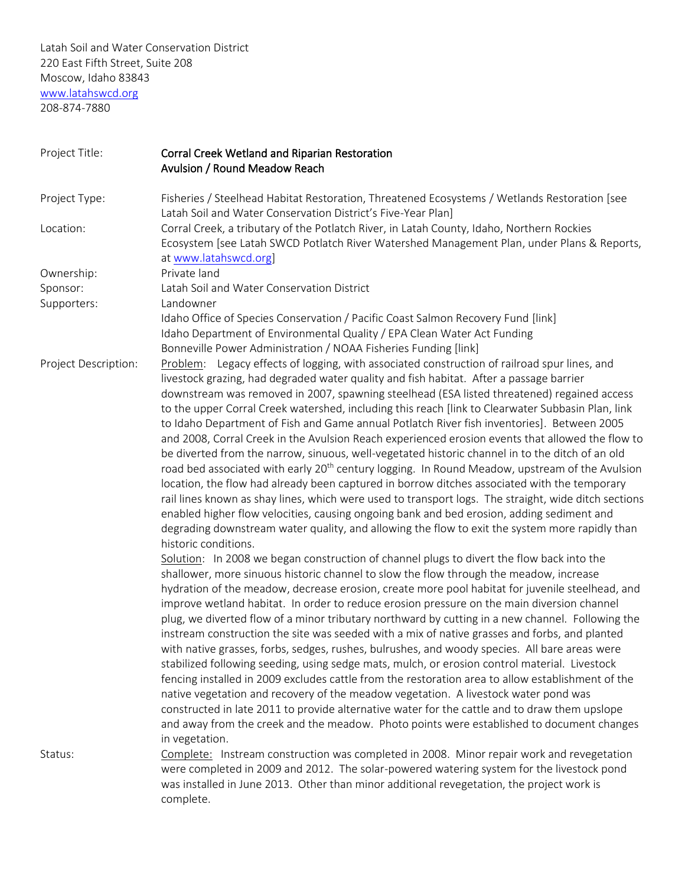Latah Soil and Water Conservation District
220 East Fifth Street, Suite 208
Moscow, Idaho 83843
[www.latahswcd.org](http://www.latahswcd.org)
208-874-7880

| | |
|---|---|
| Project Title: | **Corral Creek Wetland and Riparian Restoration**<br>**Avulsion / Round Meadow Reach** |
| Project Type: | Fisheries / Steelhead Habitat Restoration, Threatened Ecosystems / Wetlands Restoration [see Latah Soil and Water Conservation District's Five-Year Plan] |
| Location: | Corral Creek, a tributary of the Potlatch River, in Latah County, Idaho, Northern Rockies Ecosystem [see Latah SWCD Potlatch River Watershed Management Plan, under Plans & Reports, at [www.latahswcd.org](http://www.latahswcd.org)] |
| Ownership: | Private land |
| Sponsor: | Latah Soil and Water Conservation District |
| Supporters: | Landowner<br>Idaho Office of Species Conservation / Pacific Coast Salmon Recovery Fund [link]<br>Idaho Department of Environmental Quality / EPA Clean Water Act Funding<br>Bonneville Power Administration / NOAA Fisheries Funding [link] |
| Project Description: | Problem: Legacy effects of logging, with associated construction of railroad spur lines, and livestock grazing, had degraded water quality and fish habitat. After a passage barrier downstream was removed in 2007, spawning steelhead (ESA listed threatened) regained access to the upper Corral Creek watershed, including this reach [link to Clearwater Subbasin Plan, link to Idaho Department of Fish and Game annual Potlatch River fish inventories]. Between 2005 and 2008, Corral Creek in the Avulsion Reach experienced erosion events that allowed the flow to be diverted from the narrow, sinuous, well-vegetated historic channel in to the ditch of an old road bed associated with early 20th century logging. In Round Meadow, upstream of the Avulsion location, the flow had already been captured in borrow ditches associated with the temporary rail lines known as shay lines, which were used to transport logs. The straight, wide ditch sections enabled higher flow velocities, causing ongoing bank and bed erosion, adding sediment and degrading downstream water quality, and allowing the flow to exit the system more rapidly than historic conditions.<br>Solution: In 2008 we began construction of channel plugs to divert the flow back into the shallower, more sinuous historic channel to slow the flow through the meadow, increase hydration of the meadow, decrease erosion, create more pool habitat for juvenile steelhead, and improve wetland habitat. In order to reduce erosion pressure on the main diversion channel plug, we diverted flow of a minor tributary northward by cutting in a new channel. Following the instream construction the site was seeded with a mix of native grasses and forbs, and planted with native grasses, forbs, sedges, rushes, bulrushes, and woody species. All bare areas were stabilized following seeding, using sedge mats, mulch, or erosion control material. Livestock fencing installed in 2009 excludes cattle from the restoration area to allow establishment of the native vegetation and recovery of the meadow vegetation. A livestock water pond was constructed in late 2011 to provide alternative water for the cattle and to draw them upslope and away from the creek and the meadow. Photo points were established to document changes in vegetation. |
| Status: | Complete: Instream construction was completed in 2008. Minor repair work and revegetation were completed in 2009 and 2012. The solar-powered watering system for the livestock pond was installed in June 2013. Other than minor additional revegetation, the project work is complete. |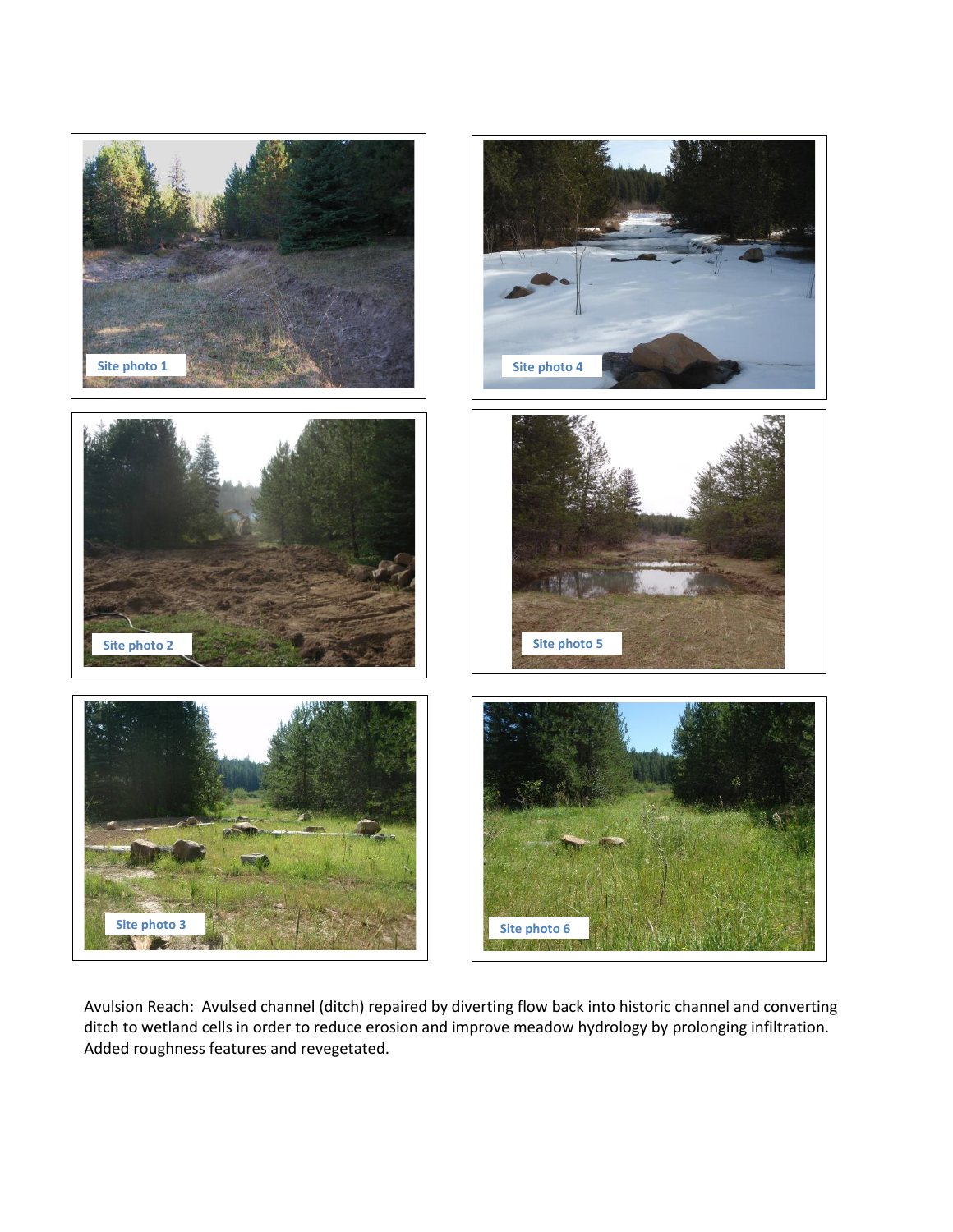Site photo 1

Site photo 4

Site photo 2

Site photo 5

Site photo 3

Site photo 6

Avulsion Reach: Avulsed channel (ditch) repaired by diverting flow back into historic channel and converting ditch to wetland cells in order to reduce erosion and improve meadow hydrology by prolonging infiltration. Added roughness features and revegetated.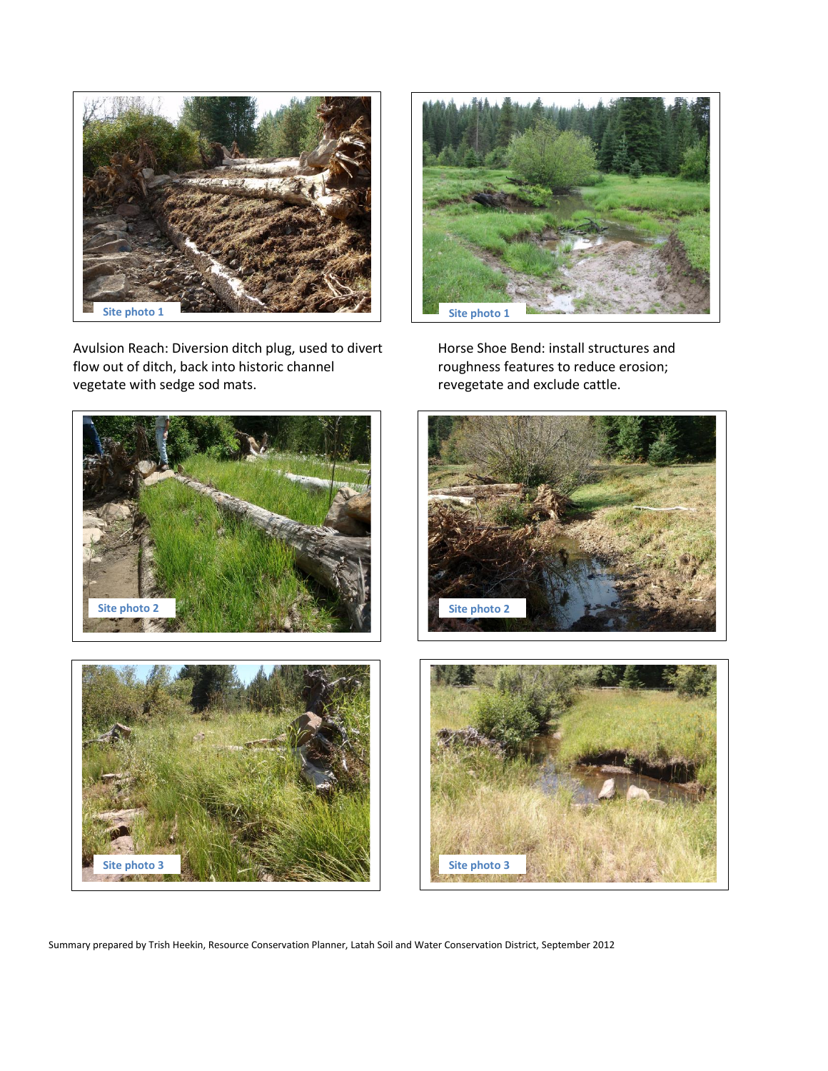Site photo 1

Site photo 1

Avulsion Reach: Diversion ditch plug, used to divert flow out of ditch, back into historic channel vegetate with sedge sod mats.

Horse Shoe Bend: install structures and roughness features to reduce erosion; revegetate and exclude cattle.

Site photo 2

Site photo 2

Site photo 3

Site photo 3

Summary prepared by Trish Heekin, Resource Conservation Planner, Latah Soil and Water Conservation District, September 2012